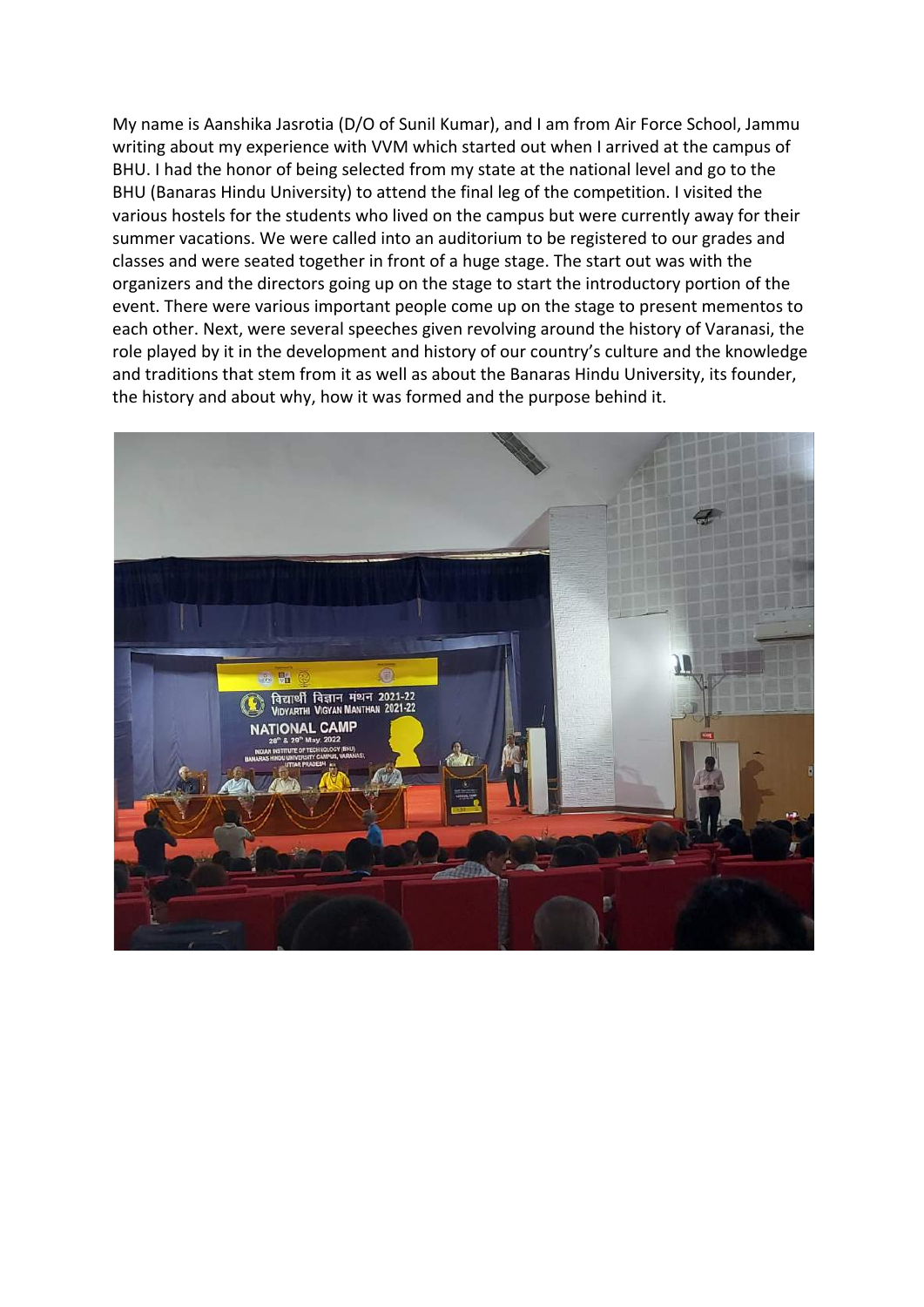My name is Aanshika Jasrotia (D/O of Sunil Kumar), and I am from Air Force School, Jammu writing about my experience with VVM which started out when I arrived at the campus of BHU. I had the honor of being selected from my state at the national level and go to the BHU (Banaras Hindu University) to attend the final leg of the competition. I visited the various hostels for the students who lived on the campus but were currently away for their summer vacations. We were called into an auditorium to be registered to our grades and classes and were seated together in front of a huge stage. The start out was with the organizers and the directors going up on the stage to start the introductory portion of the event. There were various important people come up on the stage to present mementos to each other. Next, were several speeches given revolving around the history of Varanasi, the role played by it in the development and history of our country's culture and the knowledge and traditions that stem from it as well as about the Banaras Hindu University, its founder, the history and about why, how it was formed and the purpose behind it.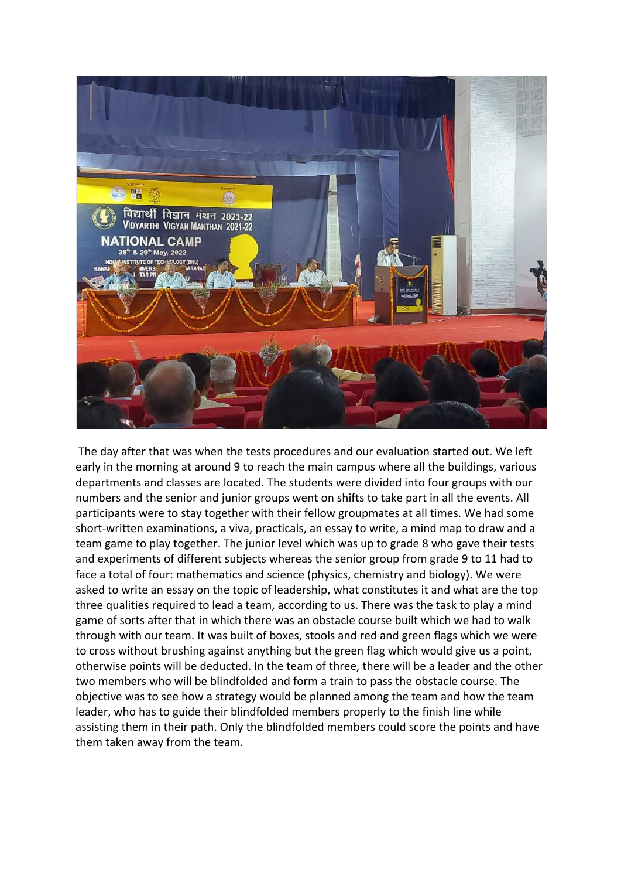The day after that was when the tests procedures and our evaluation started out. We left early in the morning at around 9 to reach the main campus where all the buildings, various departments and classes are located. The students were divided into four groups with our numbers and the senior and junior groups went on shifts to take part in all the events. All participants were to stay together with their fellow groupmates at all times. We had some short-written examinations, a viva, practicals, an essay to write, a mind map to draw and a team game to play together. The junior level which was up to grade 8 who gave their tests and experiments of different subjects whereas the senior group from grade 9 to 11 had to face a total of four: mathematics and science (physics, chemistry and biology). We were asked to write an essay on the topic of leadership, what constitutes it and what are the top three qualities required to lead a team, according to us. There was the task to play a mind game of sorts after that in which there was an obstacle course built which we had to walk through with our team. It was built of boxes, stools and red and green flags which we were to cross without brushing against anything but the green flag which would give us a point, otherwise points will be deducted. In the team of three, there will be a leader and the other two members who will be blindfolded and form a train to pass the obstacle course. The objective was to see how a strategy would be planned among the team and how the team leader, who has to guide their blindfolded members properly to the finish line while assisting them in their path. Only the blindfolded members could score the points and have them taken away from the team.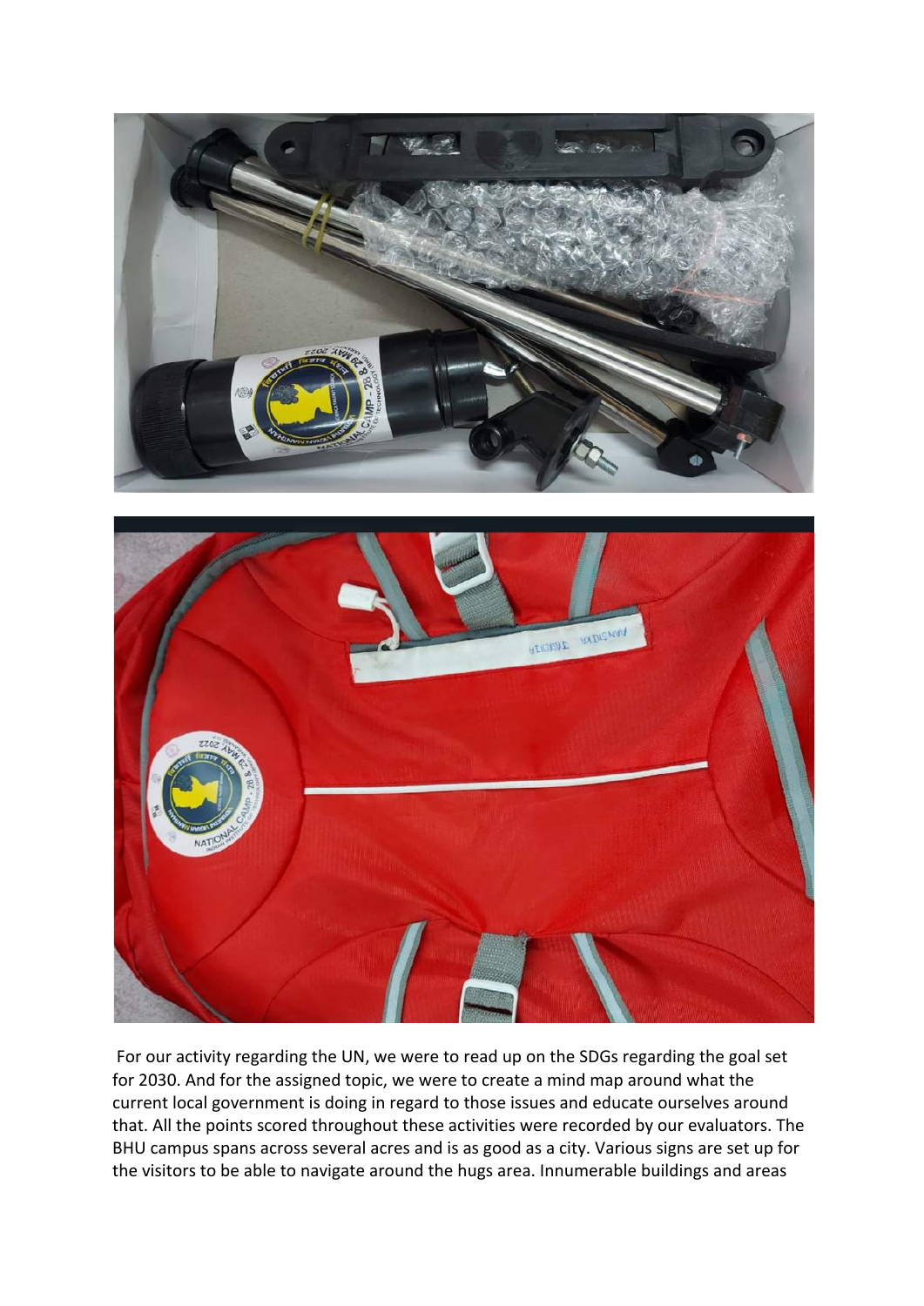For our activity regarding the UN, we were to read up on the SDGs regarding the goal set for 2030. And for the assigned topic, we were to create a mind map around what the current local government is doing in regard to those issues and educate ourselves around that. All the points scored throughout these activities were recorded by our evaluators. The BHU campus spans across several acres and is as good as a city. Various signs are set up for the visitors to be able to navigate around the hugs area. Innumerable buildings and areas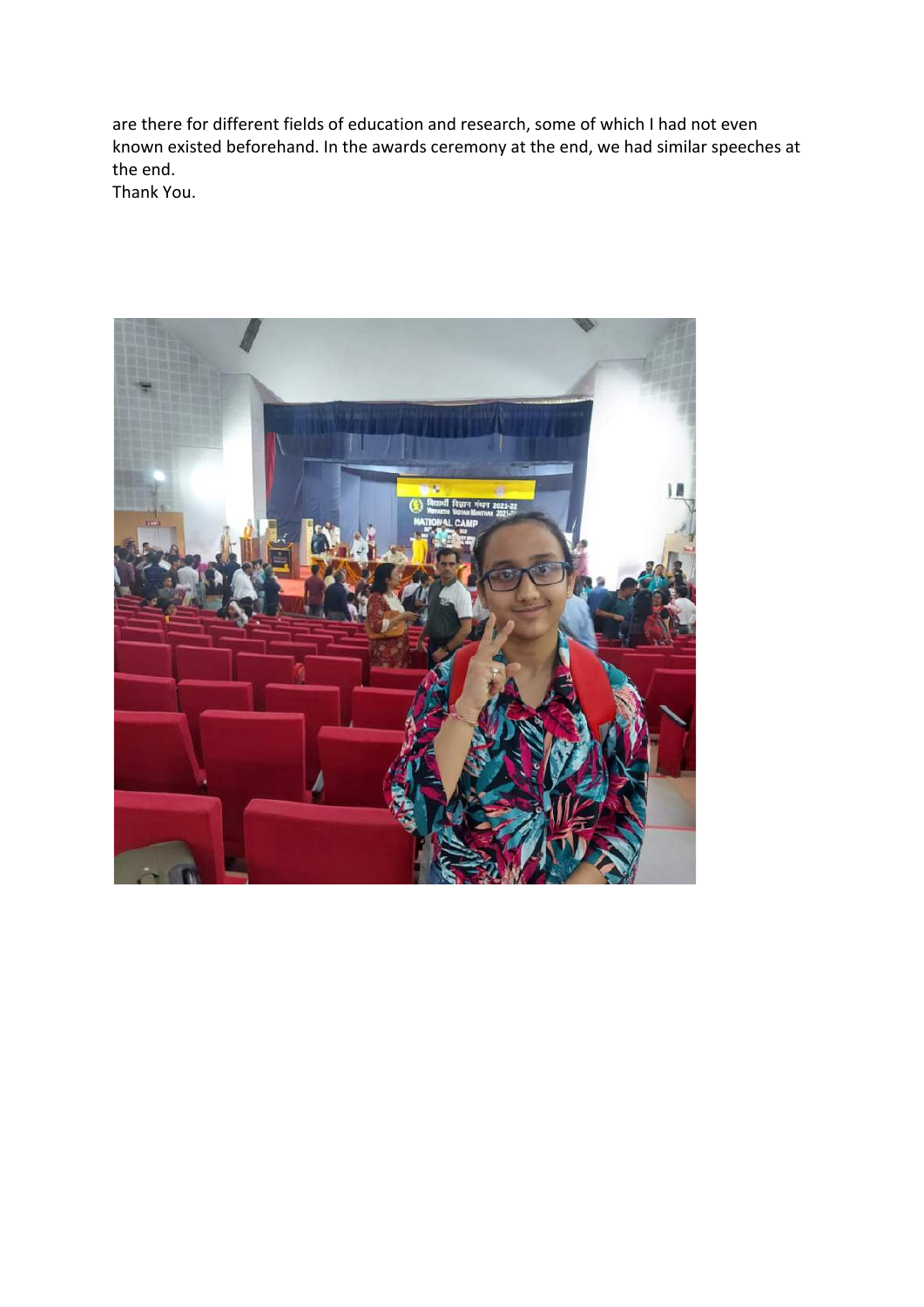are there for different fields of education and research, some of which I had not even known existed beforehand. In the awards ceremony at the end, we had similar speeches at the end.

Thank You.